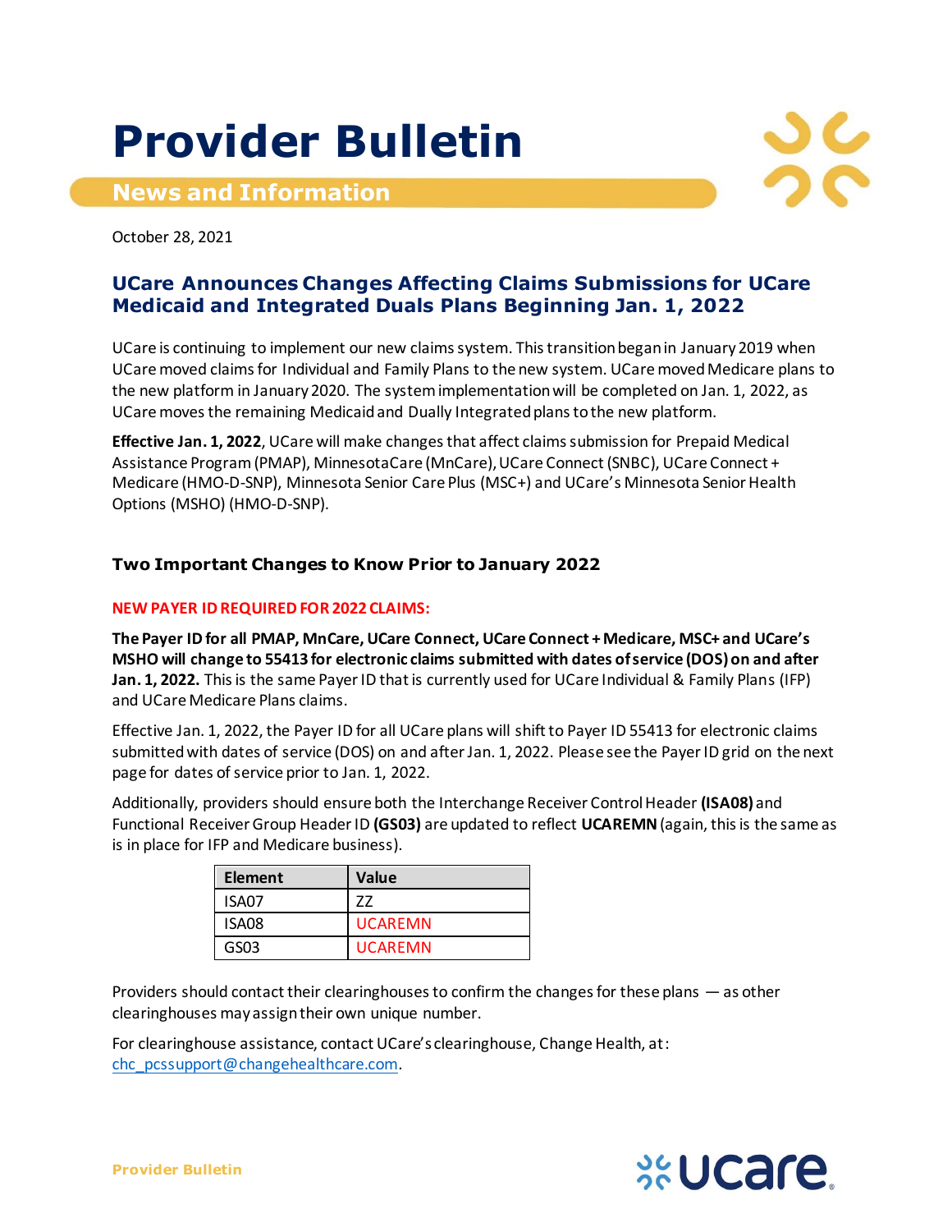# Provider Bulletin

## News and Information

October 28, 2021

## UCare Announces Changes Affecting Claims Submissions for UCare Medicaid and Integrated Duals Plans Beginning Jan. 1, 2022

UCare is continuing to implement our new claims system. This transition began in January 2019 when UCare moved claims for Individual and Family Plans to the new system. UCare moved Medicare plans to the new platform in January 2020. The system implementation will be completed on Jan. 1, 2022, as UCare moves the remaining Medicaid and Dually Integrated plans to the new platform.

**Effective Jan. 1, 2022**, UCare will make changes that affect claims submission for Prepaid Medical Assistance Program (PMAP), MinnesotaCare (MnCare), UCare Connect (SNBC), UCare Connect + Medicare (HMO-D-SNP), Minnesota Senior Care Plus (MSC+) and UCare's Minnesota Senior Health Options (MSHO) (HMO-D-SNP).

### Two Important Changes to Know Prior to January 2022

**NEW PAYER ID REQUIRED FOR 2022 CLAIMS:**

**The Payer ID for all PMAP, MnCare, UCare Connect, UCare Connect + Medicare, MSC+ and UCare's MSHO will change to 55413 for electronic claims submitted with dates of service (DOS) on and after Jan. 1, 2022.** This is the same Payer ID that is currently used for UCare Individual & Family Plans (IFP) and UCare Medicare Plans claims.

Effective Jan. 1, 2022, the Payer ID for all UCare plans will shift to Payer ID 55413 for electronic claims submitted with dates of service (DOS) on and after Jan. 1, 2022. Please see the Payer ID grid on the next page for dates of service prior to Jan. 1, 2022.

Additionally, providers should ensure both the Interchange Receiver Control Header **(ISA08)** and Functional Receiver Group Header ID **(GS03)** are updated to reflect **UCAREMN** (again, this is the same as is in place for IFP and Medicare business).

| Element | Value |
|---|---|
| ISA07 | ZZ |
| ISA08 | UCAREMN |
| GS03 | UCAREMN |

Providers should contact their clearinghouses to confirm the changes for these plans — as other clearinghouses may assign their own unique number.

For clearinghouse assistance, contact UCare's clearinghouse, Change Health, at: chc_pcssupport@changehealthcare.com.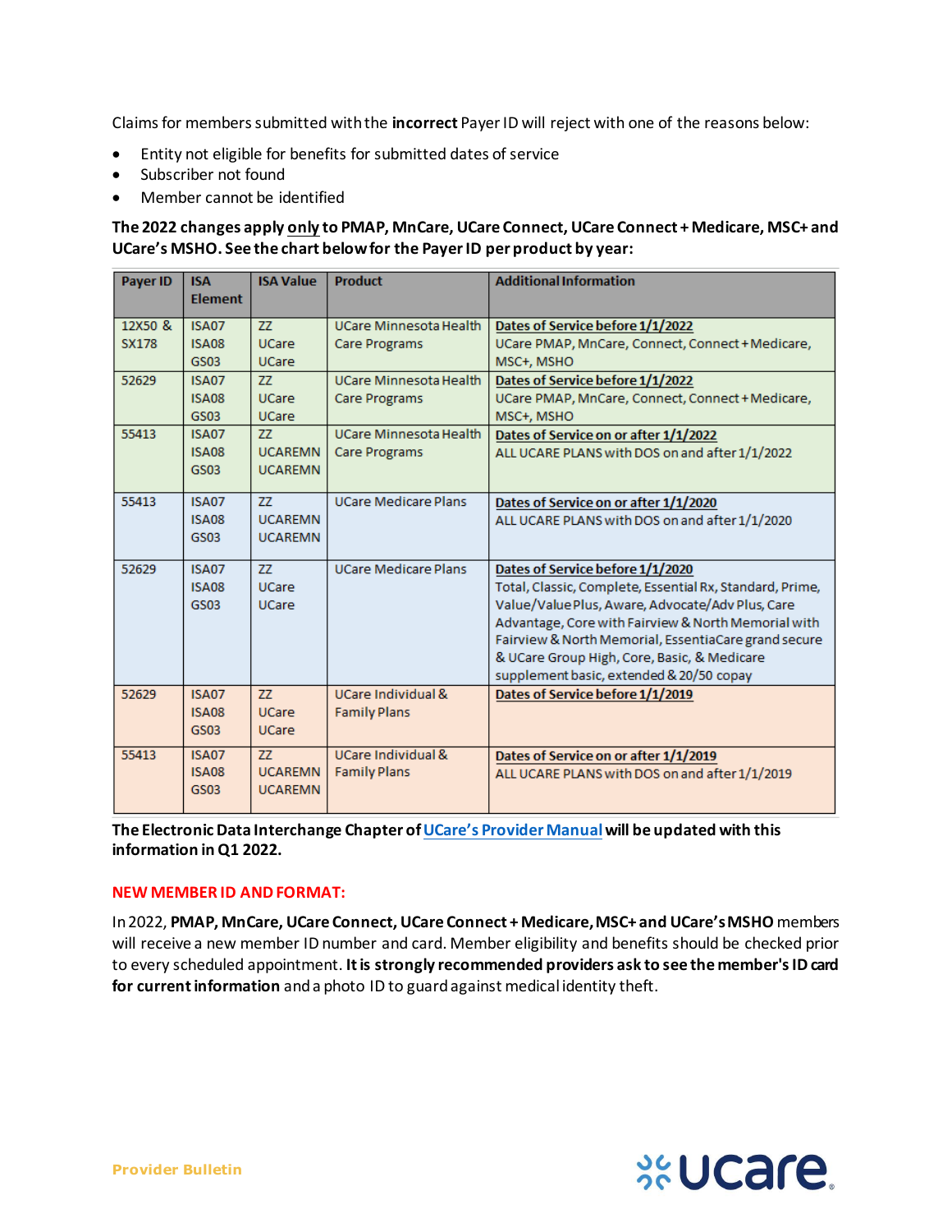Claims for members submitted with the **incorrect** Payer ID will reject with one of the reasons below:

- Entity not eligible for benefits for submitted dates of service
- Subscriber not found
- Member cannot be identified

**The 2022 changes apply only to PMAP, MnCare, UCare Connect, UCare Connect + Medicare, MSC+ and UCare's MSHO. See the chart below for the Payer ID per product by year:**

| Payer ID | ISA Element | ISA Value | Product | Additional Information |
|---|---|---|---|---|
| 12X50 & SX178 | ISA07<br>ISA08<br>GS03 | ZZ<br>UCare<br>UCare | UCare Minnesota Health Care Programs | **Dates of Service before 1/1/2022**<br>UCare PMAP, MnCare, Connect, Connect + Medicare, MSC+, MSHO |
| 52629 | ISA07<br>ISA08<br>GS03 | ZZ<br>UCare<br>UCare | UCare Minnesota Health Care Programs | **Dates of Service before 1/1/2022**<br>UCare PMAP, MnCare, Connect, Connect + Medicare, MSC+, MSHO |
| 55413 | ISA07<br>ISA08<br>GS03 | ZZ<br>UCAREMN<br>UCAREMN | UCare Minnesota Health Care Programs | **Dates of Service on or after 1/1/2022**<br>ALL UCARE PLANS with DOS on and after 1/1/2022 |
| 55413 | ISA07<br>ISA08<br>GS03 | ZZ<br>UCAREMN<br>UCAREMN | UCare Medicare Plans | **Dates of Service on or after 1/1/2020**<br>ALL UCARE PLANS with DOS on and after 1/1/2020 |
| 52629 | ISA07<br>ISA08<br>GS03 | ZZ<br>UCare<br>UCare | UCare Medicare Plans | **Dates of Service before 1/1/2020**<br>Total, Classic, Complete, Essential Rx, Standard, Prime, Value/Value Plus, Aware, Advocate/Adv Plus, Care Advantage, Core with Fairview & North Memorial with Fairview & North Memorial, EssentiaCare grand secure & UCare Group High, Core, Basic, & Medicare supplement basic, extended & 20/50 copay |
| 52629 | ISA07<br>ISA08<br>GS03 | ZZ<br>UCare<br>UCare | UCare Individual & Family Plans | **Dates of Service before 1/1/2019** |
| 55413 | ISA07<br>ISA08<br>GS03 | ZZ<br>UCAREMN<br>UCAREMN | UCare Individual & Family Plans | **Dates of Service on or after 1/1/2019**<br>ALL UCARE PLANS with DOS on and after 1/1/2019 |

**The Electronic Data Interchange Chapter of UCare's Provider Manual will be updated with this information in Q1 2022.**

## NEW MEMBER ID AND FORMAT:

In 2022, **PMAP, MnCare, UCare Connect, UCare Connect + Medicare, MSC+ and UCare's MSHO** members will receive a new member ID number and card. Member eligibility and benefits should be checked prior to every scheduled appointment. **It is strongly recommended providers ask to see the member's ID card for current information** and a photo ID to guard against medical identity theft.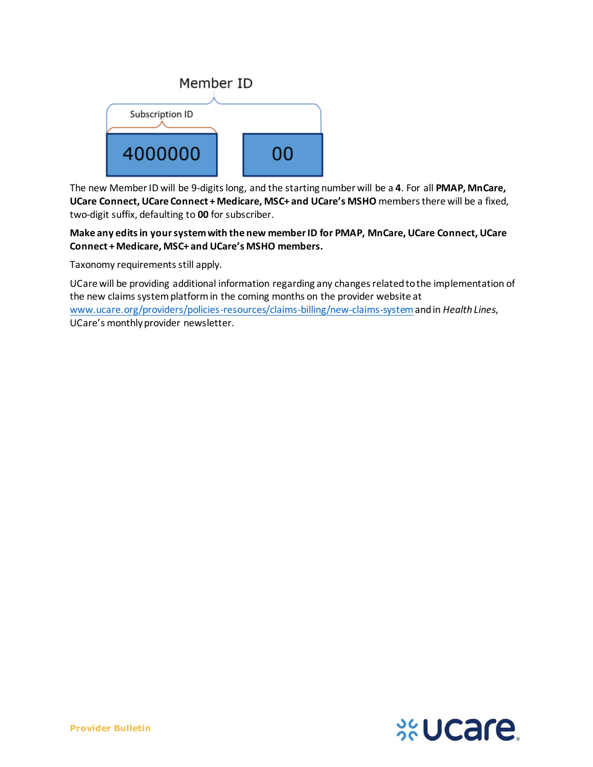Member ID

Subscription ID

4000000

00

The new Member ID will be 9-digits long, and the starting number will be a **4**. For all **PMAP, MnCare, UCare Connect, UCare Connect + Medicare, MSC+ and UCare's MSHO** members there will be a fixed, two-digit suffix, defaulting to **00** for subscriber.

**Make any edits in your system with the new member ID for PMAP, MnCare, UCare Connect, UCare Connect + Medicare, MSC+ and UCare's MSHO members.**

Taxonomy requirements still apply.

UCare will be providing additional information regarding any changes related to the implementation of the new claims system platform in the coming months on the provider website at [www.ucare.org/providers/policies-resources/claims-billing/new-claims-system](www.ucare.org/providers/policies-resources/claims-billing/new-claims-system) and in *Health Lines*, UCare's monthly provider newsletter.